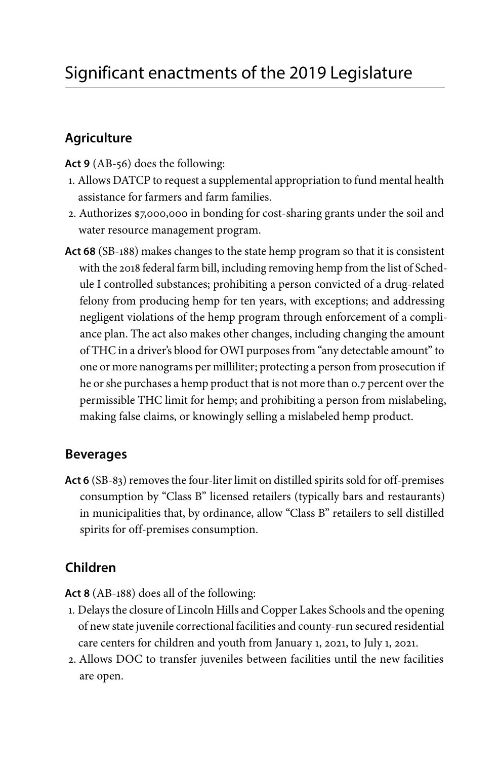# Significant enactments of the 2019 Legislature

## Agriculture

**Act 9** (AB-56) does the following:

1. Allows DATCP to request a supplemental appropriation to fund mental health assistance for farmers and farm families.
2. Authorizes $7,000,000 in bonding for cost-sharing grants under the soil and water resource management program.

**Act 68** (SB-188) makes changes to the state hemp program so that it is consistent with the 2018 federal farm bill, including removing hemp from the list of Schedule I controlled substances; prohibiting a person convicted of a drug-related felony from producing hemp for ten years, with exceptions; and addressing negligent violations of the hemp program through enforcement of a compliance plan. The act also makes other changes, including changing the amount of THC in a driver's blood for OWI purposes from "any detectable amount" to one or more nanograms per milliliter; protecting a person from prosecution if he or she purchases a hemp product that is not more than 0.7 percent over the permissible THC limit for hemp; and prohibiting a person from mislabeling, making false claims, or knowingly selling a mislabeled hemp product.

## Beverages

**Act 6** (SB-83) removes the four-liter limit on distilled spirits sold for off-premises consumption by "Class B" licensed retailers (typically bars and restaurants) in municipalities that, by ordinance, allow "Class B" retailers to sell distilled spirits for off-premises consumption.

## Children

**Act 8** (AB-188) does all of the following:

1. Delays the closure of Lincoln Hills and Copper Lakes Schools and the opening of new state juvenile correctional facilities and county-run secured residential care centers for children and youth from January 1, 2021, to July 1, 2021.
2. Allows DOC to transfer juveniles between facilities until the new facilities are open.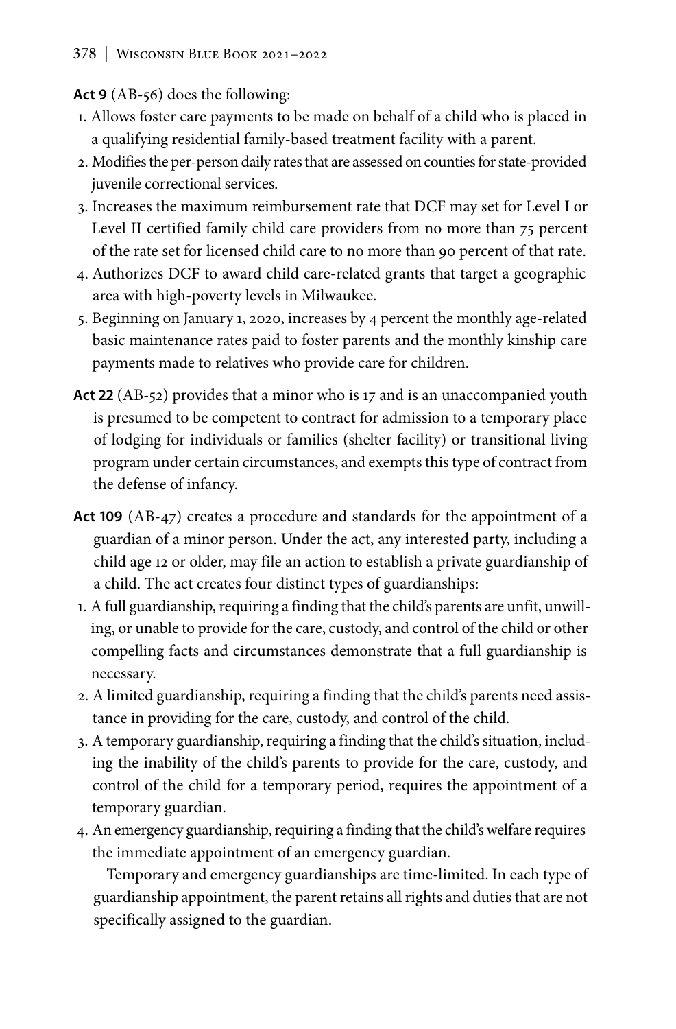**Act 9** (AB-56) does the following:

1. Allows foster care payments to be made on behalf of a child who is placed in a qualifying residential family-based treatment facility with a parent.
2. Modifies the per-person daily rates that are assessed on counties for state-provided juvenile correctional services.
3. Increases the maximum reimbursement rate that DCF may set for Level I or Level II certified family child care providers from no more than 75 percent of the rate set for licensed child care to no more than 90 percent of that rate.
4. Authorizes DCF to award child care-related grants that target a geographic area with high-poverty levels in Milwaukee.
5. Beginning on January 1, 2020, increases by 4 percent the monthly age-related basic maintenance rates paid to foster parents and the monthly kinship care payments made to relatives who provide care for children.

**Act 22** (AB-52) provides that a minor who is 17 and is an unaccompanied youth is presumed to be competent to contract for admission to a temporary place of lodging for individuals or families (shelter facility) or transitional living program under certain circumstances, and exempts this type of contract from the defense of infancy.

**Act 109** (AB-47) creates a procedure and standards for the appointment of a guardian of a minor person. Under the act, any interested party, including a child age 12 or older, may file an action to establish a private guardianship of a child. The act creates four distinct types of guardianships:

1. A full guardianship, requiring a finding that the child's parents are unfit, unwilling, or unable to provide for the care, custody, and control of the child or other compelling facts and circumstances demonstrate that a full guardianship is necessary.
2. A limited guardianship, requiring a finding that the child's parents need assistance in providing for the care, custody, and control of the child.
3. A temporary guardianship, requiring a finding that the child's situation, including the inability of the child's parents to provide for the care, custody, and control of the child for a temporary period, requires the appointment of a temporary guardian.
4. An emergency guardianship, requiring a finding that the child's welfare requires the immediate appointment of an emergency guardian.

Temporary and emergency guardianships are time-limited. In each type of guardianship appointment, the parent retains all rights and duties that are not specifically assigned to the guardian.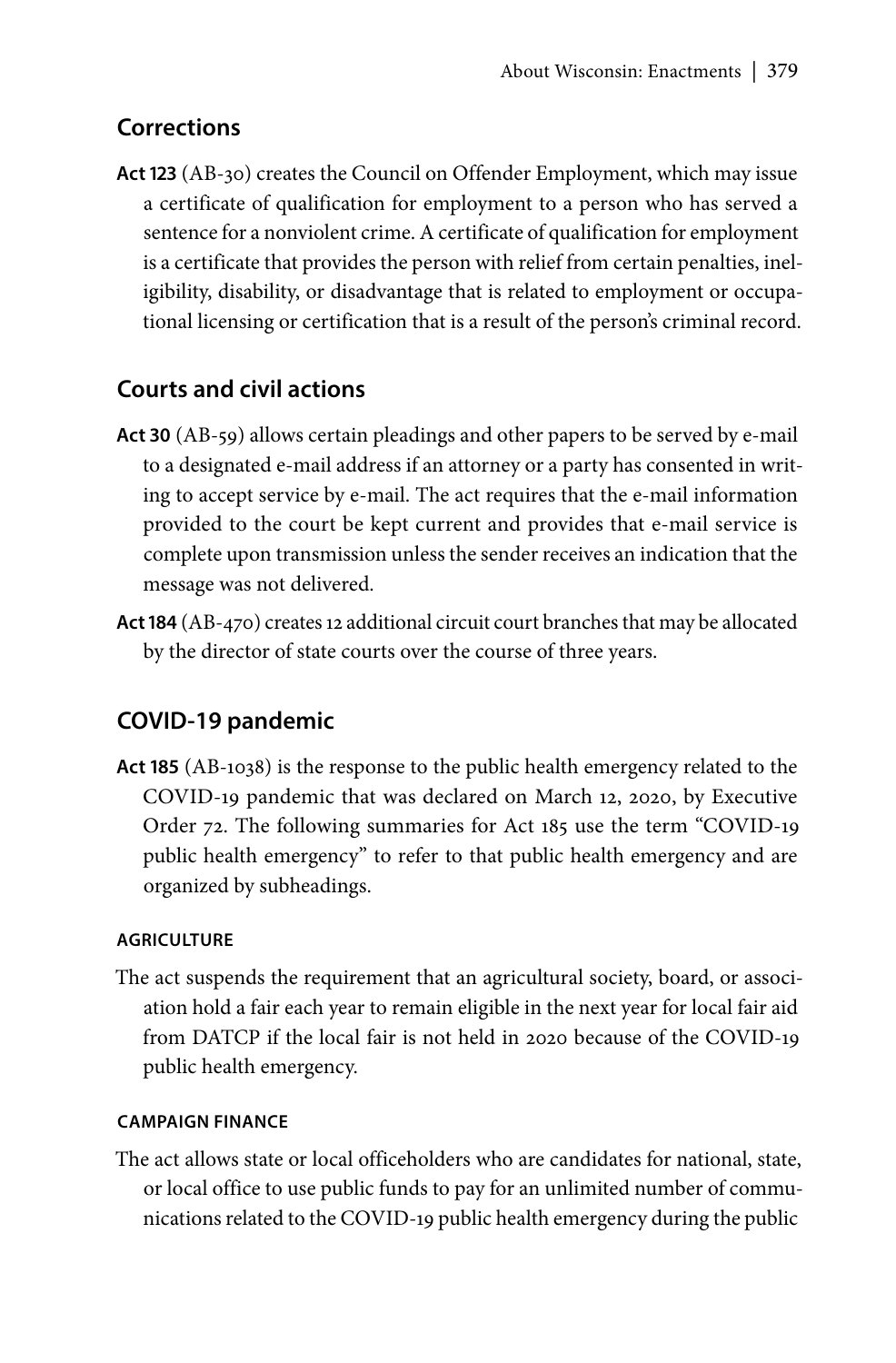## Corrections

**Act 123** (AB-30) creates the Council on Offender Employment, which may issue a certificate of qualification for employment to a person who has served a sentence for a nonviolent crime. A certificate of qualification for employment is a certificate that provides the person with relief from certain penalties, ineligibility, disability, or disadvantage that is related to employment or occupational licensing or certification that is a result of the person's criminal record.

## Courts and civil actions

**Act 30** (AB-59) allows certain pleadings and other papers to be served by e-mail to a designated e-mail address if an attorney or a party has consented in writing to accept service by e-mail. The act requires that the e-mail information provided to the court be kept current and provides that e-mail service is complete upon transmission unless the sender receives an indication that the message was not delivered.

**Act 184** (AB-470) creates 12 additional circuit court branches that may be allocated by the director of state courts over the course of three years.

## COVID-19 pandemic

**Act 185** (AB-1038) is the response to the public health emergency related to the COVID-19 pandemic that was declared on March 12, 2020, by Executive Order 72. The following summaries for Act 185 use the term "COVID-19 public health emergency" to refer to that public health emergency and are organized by subheadings.

#### AGRICULTURE

The act suspends the requirement that an agricultural society, board, or association hold a fair each year to remain eligible in the next year for local fair aid from DATCP if the local fair is not held in 2020 because of the COVID-19 public health emergency.

#### CAMPAIGN FINANCE

The act allows state or local officeholders who are candidates for national, state, or local office to use public funds to pay for an unlimited number of communications related to the COVID-19 public health emergency during the public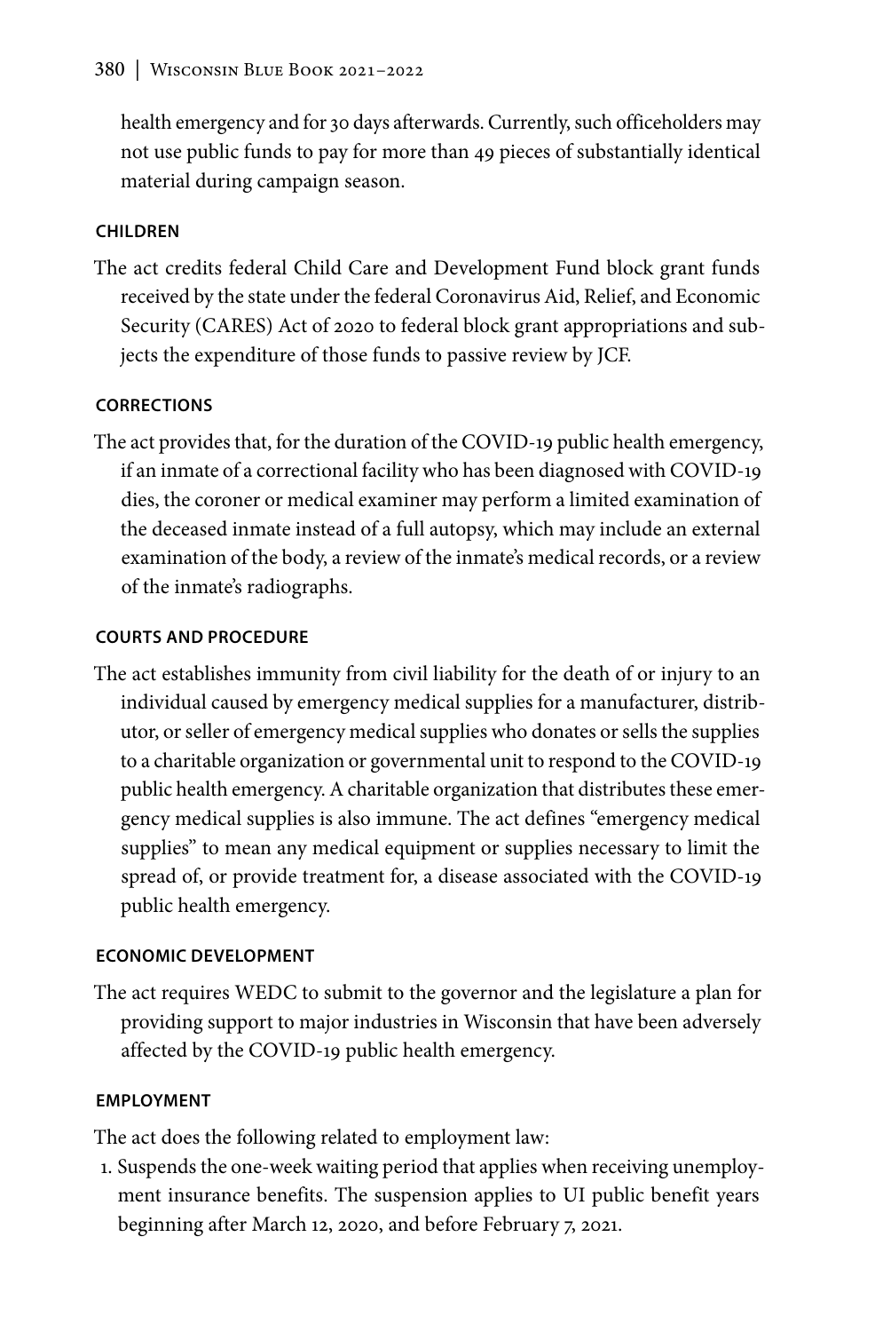health emergency and for 30 days afterwards. Currently, such officeholders may not use public funds to pay for more than 49 pieces of substantially identical material during campaign season.

#### CHILDREN

The act credits federal Child Care and Development Fund block grant funds received by the state under the federal Coronavirus Aid, Relief, and Economic Security (CARES) Act of 2020 to federal block grant appropriations and subjects the expenditure of those funds to passive review by JCF.

#### CORRECTIONS

The act provides that, for the duration of the COVID-19 public health emergency, if an inmate of a correctional facility who has been diagnosed with COVID-19 dies, the coroner or medical examiner may perform a limited examination of the deceased inmate instead of a full autopsy, which may include an external examination of the body, a review of the inmate's medical records, or a review of the inmate's radiographs.

#### COURTS AND PROCEDURE

The act establishes immunity from civil liability for the death of or injury to an individual caused by emergency medical supplies for a manufacturer, distributor, or seller of emergency medical supplies who donates or sells the supplies to a charitable organization or governmental unit to respond to the COVID-19 public health emergency. A charitable organization that distributes these emergency medical supplies is also immune. The act defines "emergency medical supplies" to mean any medical equipment or supplies necessary to limit the spread of, or provide treatment for, a disease associated with the COVID-19 public health emergency.

#### ECONOMIC DEVELOPMENT

The act requires WEDC to submit to the governor and the legislature a plan for providing support to major industries in Wisconsin that have been adversely affected by the COVID-19 public health emergency.

#### EMPLOYMENT

The act does the following related to employment law:

1. Suspends the one-week waiting period that applies when receiving unemployment insurance benefits. The suspension applies to UI public benefit years beginning after March 12, 2020, and before February 7, 2021.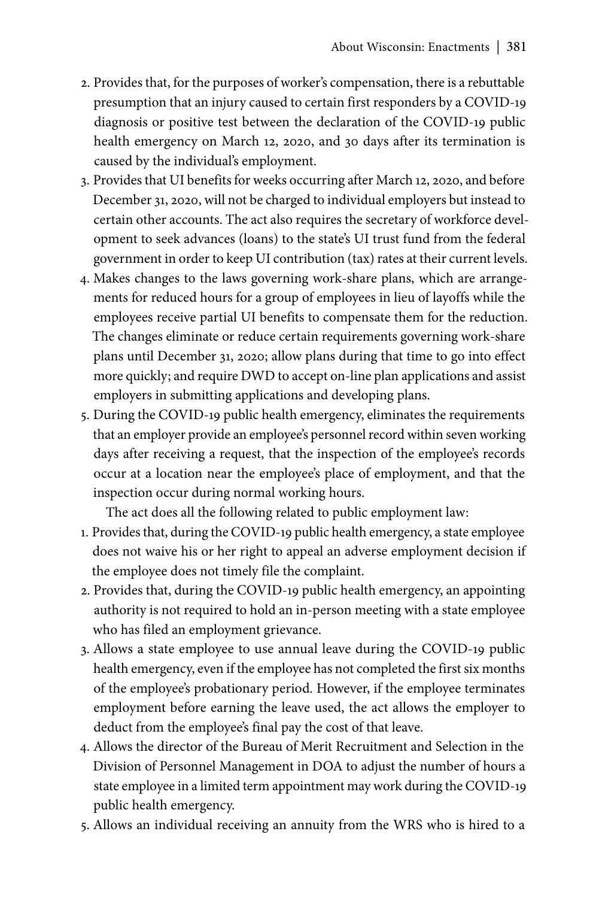2. Provides that, for the purposes of worker's compensation, there is a rebuttable presumption that an injury caused to certain first responders by a COVID-19 diagnosis or positive test between the declaration of the COVID-19 public health emergency on March 12, 2020, and 30 days after its termination is caused by the individual's employment.
3. Provides that UI benefits for weeks occurring after March 12, 2020, and before December 31, 2020, will not be charged to individual employers but instead to certain other accounts. The act also requires the secretary of workforce development to seek advances (loans) to the state's UI trust fund from the federal government in order to keep UI contribution (tax) rates at their current levels.
4. Makes changes to the laws governing work-share plans, which are arrangements for reduced hours for a group of employees in lieu of layoffs while the employees receive partial UI benefits to compensate them for the reduction. The changes eliminate or reduce certain requirements governing work-share plans until December 31, 2020; allow plans during that time to go into effect more quickly; and require DWD to accept on-line plan applications and assist employers in submitting applications and developing plans.
5. During the COVID-19 public health emergency, eliminates the requirements that an employer provide an employee's personnel record within seven working days after receiving a request, that the inspection of the employee's records occur at a location near the employee's place of employment, and that the inspection occur during normal working hours.

The act does all the following related to public employment law:

1. Provides that, during the COVID-19 public health emergency, a state employee does not waive his or her right to appeal an adverse employment decision if the employee does not timely file the complaint.
2. Provides that, during the COVID-19 public health emergency, an appointing authority is not required to hold an in-person meeting with a state employee who has filed an employment grievance.
3. Allows a state employee to use annual leave during the COVID-19 public health emergency, even if the employee has not completed the first six months of the employee's probationary period. However, if the employee terminates employment before earning the leave used, the act allows the employer to deduct from the employee's final pay the cost of that leave.
4. Allows the director of the Bureau of Merit Recruitment and Selection in the Division of Personnel Management in DOA to adjust the number of hours a state employee in a limited term appointment may work during the COVID-19 public health emergency.
5. Allows an individual receiving an annuity from the WRS who is hired to a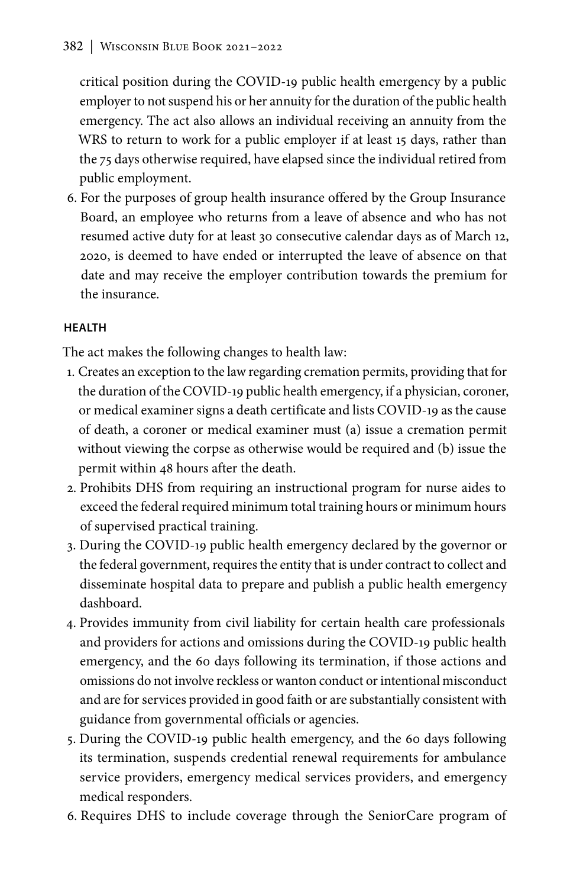critical position during the COVID-19 public health emergency by a public employer to not suspend his or her annuity for the duration of the public health emergency. The act also allows an individual receiving an annuity from the WRS to return to work for a public employer if at least 15 days, rather than the 75 days otherwise required, have elapsed since the individual retired from public employment.

6. For the purposes of group health insurance offered by the Group Insurance Board, an employee who returns from a leave of absence and who has not resumed active duty for at least 30 consecutive calendar days as of March 12, 2020, is deemed to have ended or interrupted the leave of absence on that date and may receive the employer contribution towards the premium for the insurance.

#### HEALTH

The act makes the following changes to health law:

1. Creates an exception to the law regarding cremation permits, providing that for the duration of the COVID-19 public health emergency, if a physician, coroner, or medical examiner signs a death certificate and lists COVID-19 as the cause of death, a coroner or medical examiner must (a) issue a cremation permit without viewing the corpse as otherwise would be required and (b) issue the permit within 48 hours after the death.
2. Prohibits DHS from requiring an instructional program for nurse aides to exceed the federal required minimum total training hours or minimum hours of supervised practical training.
3. During the COVID-19 public health emergency declared by the governor or the federal government, requires the entity that is under contract to collect and disseminate hospital data to prepare and publish a public health emergency dashboard.
4. Provides immunity from civil liability for certain health care professionals and providers for actions and omissions during the COVID-19 public health emergency, and the 60 days following its termination, if those actions and omissions do not involve reckless or wanton conduct or intentional misconduct and are for services provided in good faith or are substantially consistent with guidance from governmental officials or agencies.
5. During the COVID-19 public health emergency, and the 60 days following its termination, suspends credential renewal requirements for ambulance service providers, emergency medical services providers, and emergency medical responders.
6. Requires DHS to include coverage through the SeniorCare program of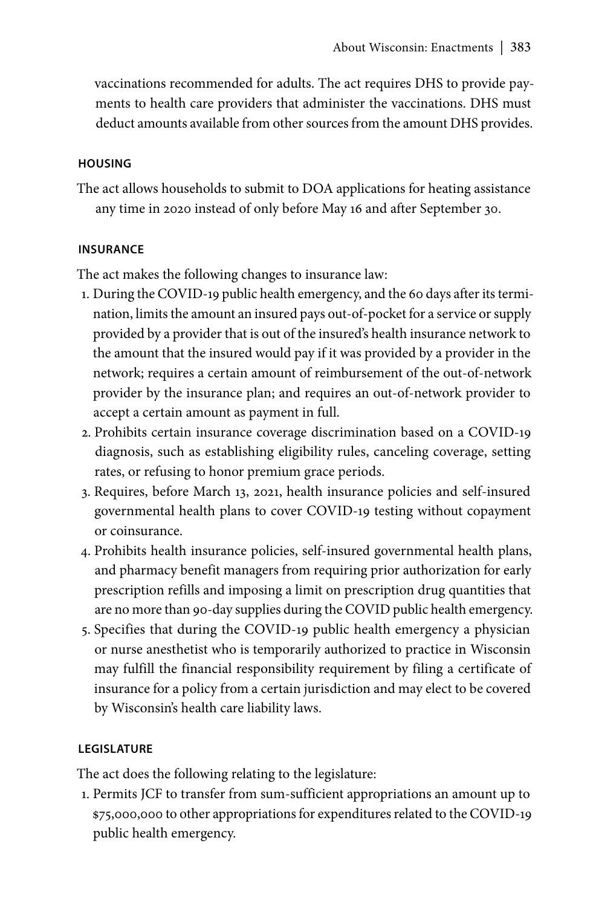vaccinations recommended for adults. The act requires DHS to provide payments to health care providers that administer the vaccinations. DHS must deduct amounts available from other sources from the amount DHS provides.

#### HOUSING

The act allows households to submit to DOA applications for heating assistance any time in 2020 instead of only before May 16 and after September 30.

#### INSURANCE

The act makes the following changes to insurance law:

1. During the COVID-19 public health emergency, and the 60 days after its termination, limits the amount an insured pays out-of-pocket for a service or supply provided by a provider that is out of the insured's health insurance network to the amount that the insured would pay if it was provided by a provider in the network; requires a certain amount of reimbursement of the out-of-network provider by the insurance plan; and requires an out-of-network provider to accept a certain amount as payment in full.
2. Prohibits certain insurance coverage discrimination based on a COVID-19 diagnosis, such as establishing eligibility rules, canceling coverage, setting rates, or refusing to honor premium grace periods.
3. Requires, before March 13, 2021, health insurance policies and self-insured governmental health plans to cover COVID-19 testing without copayment or coinsurance.
4. Prohibits health insurance policies, self-insured governmental health plans, and pharmacy benefit managers from requiring prior authorization for early prescription refills and imposing a limit on prescription drug quantities that are no more than 90-day supplies during the COVID public health emergency.
5. Specifies that during the COVID-19 public health emergency a physician or nurse anesthetist who is temporarily authorized to practice in Wisconsin may fulfill the financial responsibility requirement by filing a certificate of insurance for a policy from a certain jurisdiction and may elect to be covered by Wisconsin's health care liability laws.

#### LEGISLATURE

The act does the following relating to the legislature:

1. Permits JCF to transfer from sum-sufficient appropriations an amount up to $75,000,000 to other appropriations for expenditures related to the COVID-19 public health emergency.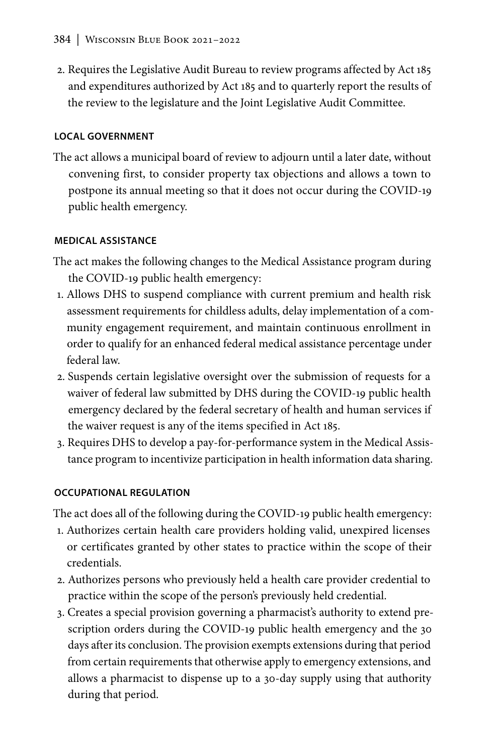2. Requires the Legislative Audit Bureau to review programs affected by Act 185 and expenditures authorized by Act 185 and to quarterly report the results of the review to the legislature and the Joint Legislative Audit Committee.

#### LOCAL GOVERNMENT

The act allows a municipal board of review to adjourn until a later date, without convening first, to consider property tax objections and allows a town to postpone its annual meeting so that it does not occur during the COVID-19 public health emergency.

#### MEDICAL ASSISTANCE

The act makes the following changes to the Medical Assistance program during the COVID-19 public health emergency:

1. Allows DHS to suspend compliance with current premium and health risk assessment requirements for childless adults, delay implementation of a community engagement requirement, and maintain continuous enrollment in order to qualify for an enhanced federal medical assistance percentage under federal law.
2. Suspends certain legislative oversight over the submission of requests for a waiver of federal law submitted by DHS during the COVID-19 public health emergency declared by the federal secretary of health and human services if the waiver request is any of the items specified in Act 185.
3. Requires DHS to develop a pay-for-performance system in the Medical Assistance program to incentivize participation in health information data sharing.

#### OCCUPATIONAL REGULATION

The act does all of the following during the COVID-19 public health emergency:

1. Authorizes certain health care providers holding valid, unexpired licenses or certificates granted by other states to practice within the scope of their credentials.
2. Authorizes persons who previously held a health care provider credential to practice within the scope of the person's previously held credential.
3. Creates a special provision governing a pharmacist's authority to extend prescription orders during the COVID-19 public health emergency and the 30 days after its conclusion. The provision exempts extensions during that period from certain requirements that otherwise apply to emergency extensions, and allows a pharmacist to dispense up to a 30-day supply using that authority during that period.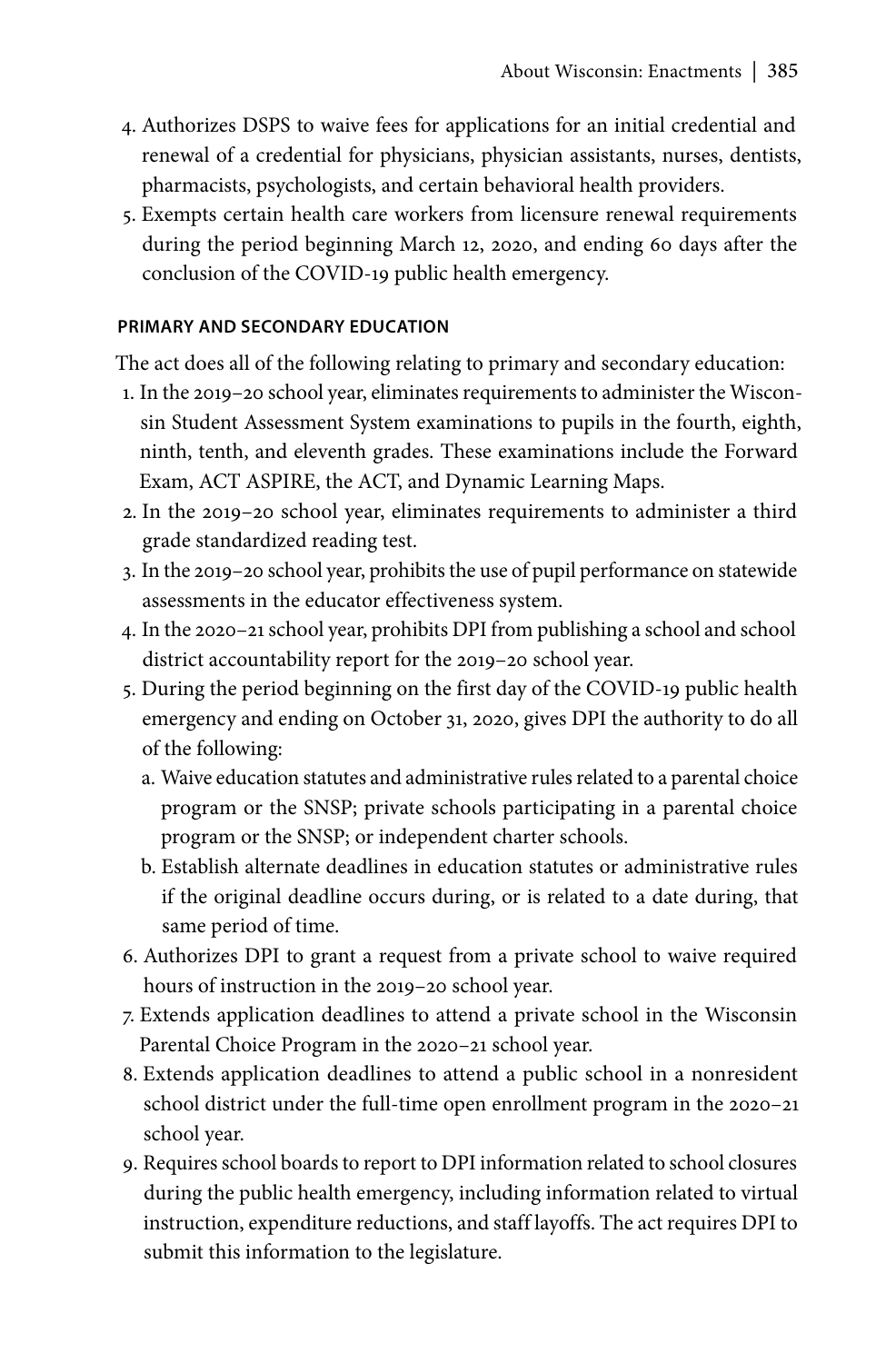4. Authorizes DSPS to waive fees for applications for an initial credential and renewal of a credential for physicians, physician assistants, nurses, dentists, pharmacists, psychologists, and certain behavioral health providers.
5. Exempts certain health care workers from licensure renewal requirements during the period beginning March 12, 2020, and ending 60 days after the conclusion of the COVID-19 public health emergency.

#### PRIMARY AND SECONDARY EDUCATION

The act does all of the following relating to primary and secondary education:

1. In the 2019–20 school year, eliminates requirements to administer the Wisconsin Student Assessment System examinations to pupils in the fourth, eighth, ninth, tenth, and eleventh grades. These examinations include the Forward Exam, ACT ASPIRE, the ACT, and Dynamic Learning Maps.
2. In the 2019–20 school year, eliminates requirements to administer a third grade standardized reading test.
3. In the 2019–20 school year, prohibits the use of pupil performance on statewide assessments in the educator effectiveness system.
4. In the 2020–21 school year, prohibits DPI from publishing a school and school district accountability report for the 2019–20 school year.
5. During the period beginning on the first day of the COVID-19 public health emergency and ending on October 31, 2020, gives DPI the authority to do all of the following:
   a. Waive education statutes and administrative rules related to a parental choice program or the SNSP; private schools participating in a parental choice program or the SNSP; or independent charter schools.
   b. Establish alternate deadlines in education statutes or administrative rules if the original deadline occurs during, or is related to a date during, that same period of time.
6. Authorizes DPI to grant a request from a private school to waive required hours of instruction in the 2019–20 school year.
7. Extends application deadlines to attend a private school in the Wisconsin Parental Choice Program in the 2020–21 school year.
8. Extends application deadlines to attend a public school in a nonresident school district under the full-time open enrollment program in the 2020–21 school year.
9. Requires school boards to report to DPI information related to school closures during the public health emergency, including information related to virtual instruction, expenditure reductions, and staff layoffs. The act requires DPI to submit this information to the legislature.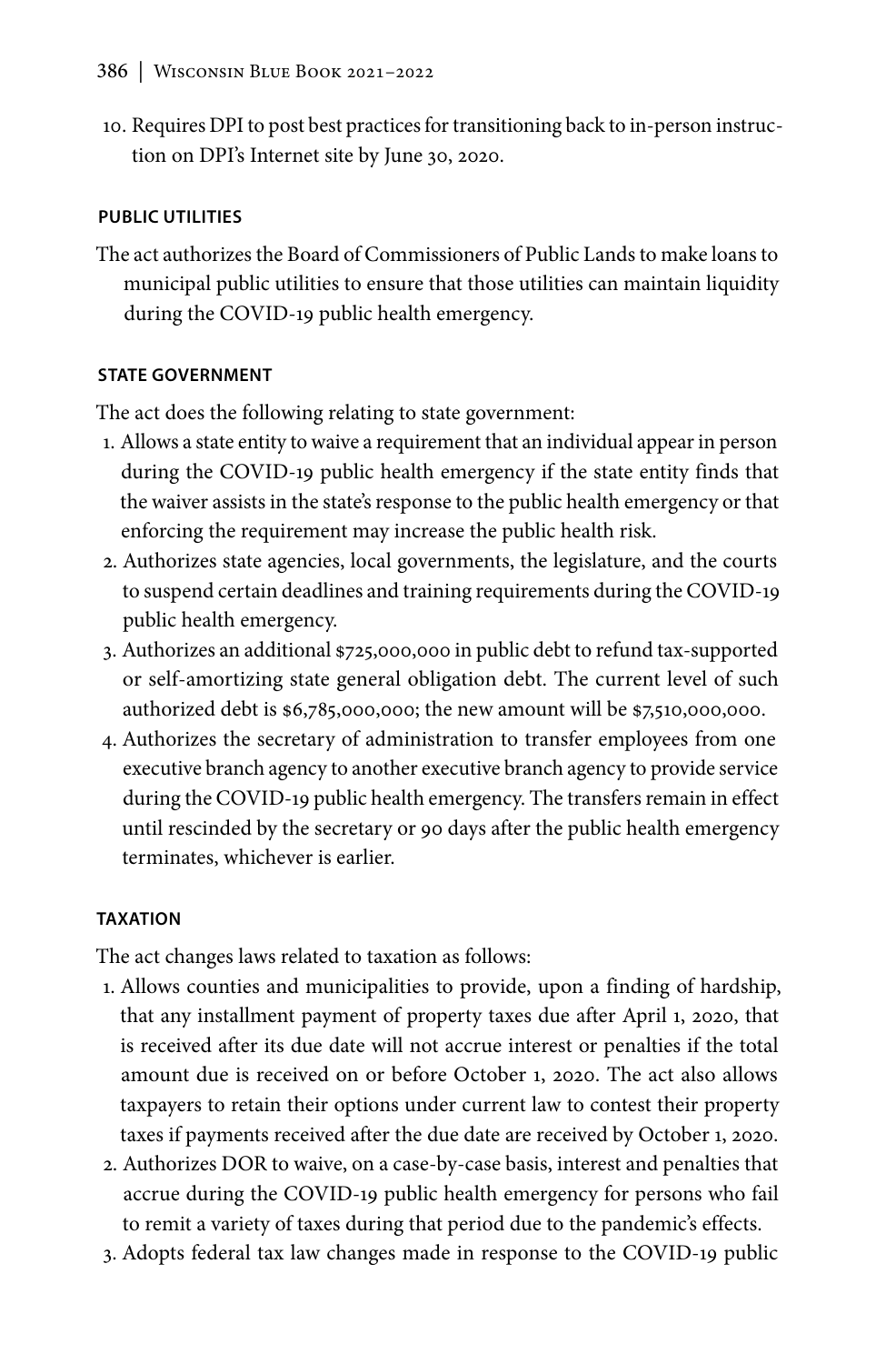10. Requires DPI to post best practices for transitioning back to in-person instruction on DPI's Internet site by June 30, 2020.

#### PUBLIC UTILITIES

The act authorizes the Board of Commissioners of Public Lands to make loans to municipal public utilities to ensure that those utilities can maintain liquidity during the COVID-19 public health emergency.

#### STATE GOVERNMENT

The act does the following relating to state government:

1. Allows a state entity to waive a requirement that an individual appear in person during the COVID-19 public health emergency if the state entity finds that the waiver assists in the state's response to the public health emergency or that enforcing the requirement may increase the public health risk.
2. Authorizes state agencies, local governments, the legislature, and the courts to suspend certain deadlines and training requirements during the COVID-19 public health emergency.
3. Authorizes an additional $725,000,000 in public debt to refund tax-supported or self-amortizing state general obligation debt. The current level of such authorized debt is $6,785,000,000; the new amount will be $7,510,000,000.
4. Authorizes the secretary of administration to transfer employees from one executive branch agency to another executive branch agency to provide service during the COVID-19 public health emergency. The transfers remain in effect until rescinded by the secretary or 90 days after the public health emergency terminates, whichever is earlier.

#### TAXATION

The act changes laws related to taxation as follows:

1. Allows counties and municipalities to provide, upon a finding of hardship, that any installment payment of property taxes due after April 1, 2020, that is received after its due date will not accrue interest or penalties if the total amount due is received on or before October 1, 2020. The act also allows taxpayers to retain their options under current law to contest their property taxes if payments received after the due date are received by October 1, 2020.
2. Authorizes DOR to waive, on a case-by-case basis, interest and penalties that accrue during the COVID-19 public health emergency for persons who fail to remit a variety of taxes during that period due to the pandemic's effects.
3. Adopts federal tax law changes made in response to the COVID-19 public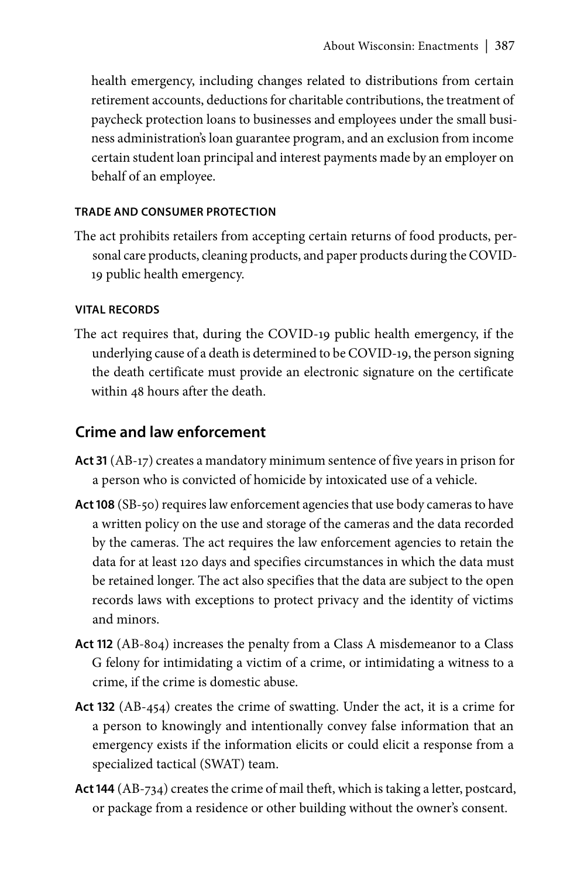health emergency, including changes related to distributions from certain retirement accounts, deductions for charitable contributions, the treatment of paycheck protection loans to businesses and employees under the small business administration's loan guarantee program, and an exclusion from income certain student loan principal and interest payments made by an employer on behalf of an employee.

#### TRADE AND CONSUMER PROTECTION

The act prohibits retailers from accepting certain returns of food products, personal care products, cleaning products, and paper products during the COVID-19 public health emergency.

#### VITAL RECORDS

The act requires that, during the COVID-19 public health emergency, if the underlying cause of a death is determined to be COVID-19, the person signing the death certificate must provide an electronic signature on the certificate within 48 hours after the death.

## Crime and law enforcement

**Act 31** (AB-17) creates a mandatory minimum sentence of five years in prison for a person who is convicted of homicide by intoxicated use of a vehicle.

**Act 108** (SB-50) requires law enforcement agencies that use body cameras to have a written policy on the use and storage of the cameras and the data recorded by the cameras. The act requires the law enforcement agencies to retain the data for at least 120 days and specifies circumstances in which the data must be retained longer. The act also specifies that the data are subject to the open records laws with exceptions to protect privacy and the identity of victims and minors.

**Act 112** (AB-804) increases the penalty from a Class A misdemeanor to a Class G felony for intimidating a victim of a crime, or intimidating a witness to a crime, if the crime is domestic abuse.

**Act 132** (AB-454) creates the crime of swatting. Under the act, it is a crime for a person to knowingly and intentionally convey false information that an emergency exists if the information elicits or could elicit a response from a specialized tactical (SWAT) team.

**Act 144** (AB-734) creates the crime of mail theft, which is taking a letter, postcard, or package from a residence or other building without the owner's consent.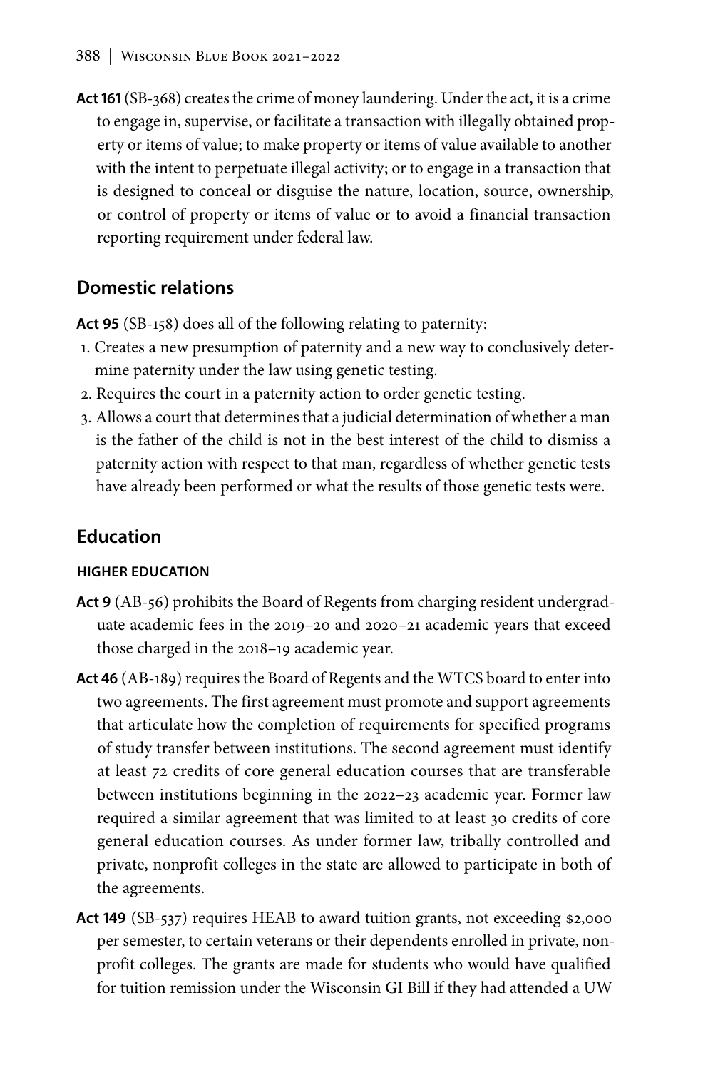**Act 161** (SB-368) creates the crime of money laundering. Under the act, it is a crime to engage in, supervise, or facilitate a transaction with illegally obtained property or items of value; to make property or items of value available to another with the intent to perpetuate illegal activity; or to engage in a transaction that is designed to conceal or disguise the nature, location, source, ownership, or control of property or items of value or to avoid a financial transaction reporting requirement under federal law.

## Domestic relations

**Act 95** (SB-158) does all of the following relating to paternity:

1. Creates a new presumption of paternity and a new way to conclusively determine paternity under the law using genetic testing.
2. Requires the court in a paternity action to order genetic testing.
3. Allows a court that determines that a judicial determination of whether a man is the father of the child is not in the best interest of the child to dismiss a paternity action with respect to that man, regardless of whether genetic tests have already been performed or what the results of those genetic tests were.

## Education

### HIGHER EDUCATION

**Act 9** (AB-56) prohibits the Board of Regents from charging resident undergraduate academic fees in the 2019–20 and 2020–21 academic years that exceed those charged in the 2018–19 academic year.

**Act 46** (AB-189) requires the Board of Regents and the WTCS board to enter into two agreements. The first agreement must promote and support agreements that articulate how the completion of requirements for specified programs of study transfer between institutions. The second agreement must identify at least 72 credits of core general education courses that are transferable between institutions beginning in the 2022–23 academic year. Former law required a similar agreement that was limited to at least 30 credits of core general education courses. As under former law, tribally controlled and private, nonprofit colleges in the state are allowed to participate in both of the agreements.

**Act 149** (SB-537) requires HEAB to award tuition grants, not exceeding $2,000 per semester, to certain veterans or their dependents enrolled in private, nonprofit colleges. The grants are made for students who would have qualified for tuition remission under the Wisconsin GI Bill if they had attended a UW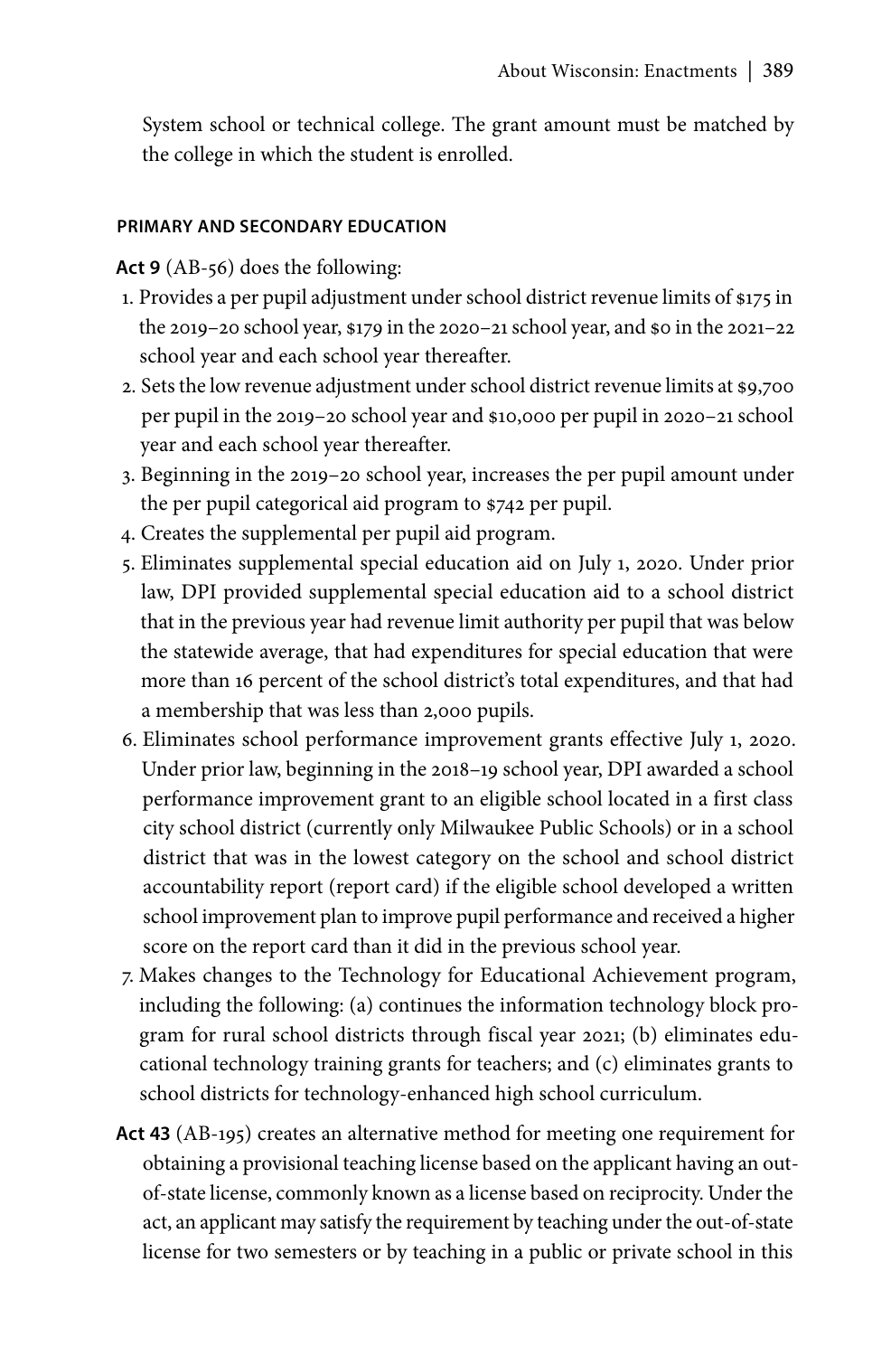System school or technical college. The grant amount must be matched by the college in which the student is enrolled.

### PRIMARY AND SECONDARY EDUCATION

**Act 9** (AB-56) does the following:

1. Provides a per pupil adjustment under school district revenue limits of $175 in the 2019–20 school year, $179 in the 2020–21 school year, and $0 in the 2021–22 school year and each school year thereafter.
2. Sets the low revenue adjustment under school district revenue limits at $9,700 per pupil in the 2019–20 school year and $10,000 per pupil in 2020–21 school year and each school year thereafter.
3. Beginning in the 2019–20 school year, increases the per pupil amount under the per pupil categorical aid program to $742 per pupil.
4. Creates the supplemental per pupil aid program.
5. Eliminates supplemental special education aid on July 1, 2020. Under prior law, DPI provided supplemental special education aid to a school district that in the previous year had revenue limit authority per pupil that was below the statewide average, that had expenditures for special education that were more than 16 percent of the school district's total expenditures, and that had a membership that was less than 2,000 pupils.
6. Eliminates school performance improvement grants effective July 1, 2020. Under prior law, beginning in the 2018–19 school year, DPI awarded a school performance improvement grant to an eligible school located in a first class city school district (currently only Milwaukee Public Schools) or in a school district that was in the lowest category on the school and school district accountability report (report card) if the eligible school developed a written school improvement plan to improve pupil performance and received a higher score on the report card than it did in the previous school year.
7. Makes changes to the Technology for Educational Achievement program, including the following: (a) continues the information technology block program for rural school districts through fiscal year 2021; (b) eliminates educational technology training grants for teachers; and (c) eliminates grants to school districts for technology-enhanced high school curriculum.

**Act 43** (AB-195) creates an alternative method for meeting one requirement for obtaining a provisional teaching license based on the applicant having an out-of-state license, commonly known as a license based on reciprocity. Under the act, an applicant may satisfy the requirement by teaching under the out-of-state license for two semesters or by teaching in a public or private school in this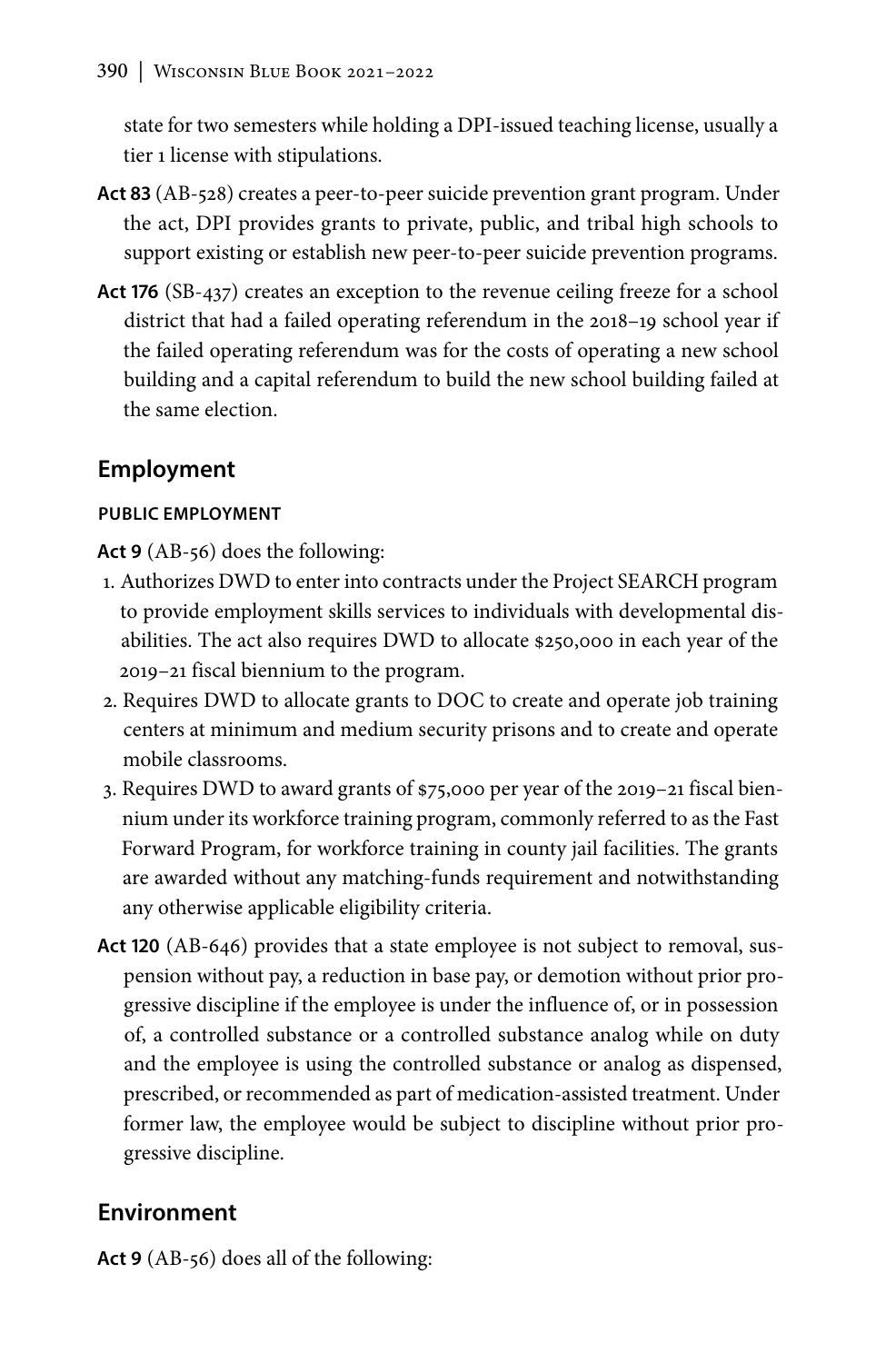state for two semesters while holding a DPI-issued teaching license, usually a tier 1 license with stipulations.

**Act 83** (AB-528) creates a peer-to-peer suicide prevention grant program. Under the act, DPI provides grants to private, public, and tribal high schools to support existing or establish new peer-to-peer suicide prevention programs.

**Act 176** (SB-437) creates an exception to the revenue ceiling freeze for a school district that had a failed operating referendum in the 2018–19 school year if the failed operating referendum was for the costs of operating a new school building and a capital referendum to build the new school building failed at the same election.

## Employment

### PUBLIC EMPLOYMENT

**Act 9** (AB-56) does the following:

1. Authorizes DWD to enter into contracts under the Project SEARCH program to provide employment skills services to individuals with developmental disabilities. The act also requires DWD to allocate $250,000 in each year of the 2019–21 fiscal biennium to the program.
2. Requires DWD to allocate grants to DOC to create and operate job training centers at minimum and medium security prisons and to create and operate mobile classrooms.
3. Requires DWD to award grants of $75,000 per year of the 2019–21 fiscal biennium under its workforce training program, commonly referred to as the Fast Forward Program, for workforce training in county jail facilities. The grants are awarded without any matching-funds requirement and notwithstanding any otherwise applicable eligibility criteria.

**Act 120** (AB-646) provides that a state employee is not subject to removal, suspension without pay, a reduction in base pay, or demotion without prior progressive discipline if the employee is under the influence of, or in possession of, a controlled substance or a controlled substance analog while on duty and the employee is using the controlled substance or analog as dispensed, prescribed, or recommended as part of medication-assisted treatment. Under former law, the employee would be subject to discipline without prior progressive discipline.

## Environment

**Act 9** (AB-56) does all of the following: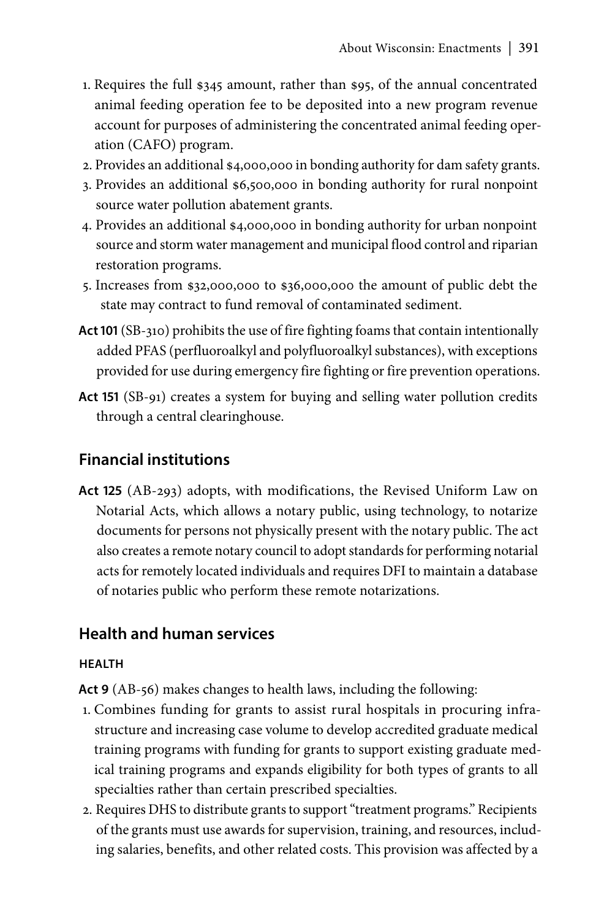1. Requires the full $345 amount, rather than $95, of the annual concentrated animal feeding operation fee to be deposited into a new program revenue account for purposes of administering the concentrated animal feeding operation (CAFO) program.
2. Provides an additional $4,000,000 in bonding authority for dam safety grants.
3. Provides an additional $6,500,000 in bonding authority for rural nonpoint source water pollution abatement grants.
4. Provides an additional $4,000,000 in bonding authority for urban nonpoint source and storm water management and municipal flood control and riparian restoration programs.
5. Increases from $32,000,000 to $36,000,000 the amount of public debt the state may contract to fund removal of contaminated sediment.

**Act 101** (SB-310) prohibits the use of fire fighting foams that contain intentionally added PFAS (perfluoroalkyl and polyfluoroalkyl substances), with exceptions provided for use during emergency fire fighting or fire prevention operations.

**Act 151** (SB-91) creates a system for buying and selling water pollution credits through a central clearinghouse.

## Financial institutions

**Act 125** (AB-293) adopts, with modifications, the Revised Uniform Law on Notarial Acts, which allows a notary public, using technology, to notarize documents for persons not physically present with the notary public. The act also creates a remote notary council to adopt standards for performing notarial acts for remotely located individuals and requires DFI to maintain a database of notaries public who perform these remote notarizations.

## Health and human services

### HEALTH

**Act 9** (AB-56) makes changes to health laws, including the following:

1. Combines funding for grants to assist rural hospitals in procuring infrastructure and increasing case volume to develop accredited graduate medical training programs with funding for grants to support existing graduate medical training programs and expands eligibility for both types of grants to all specialties rather than certain prescribed specialties.
2. Requires DHS to distribute grants to support "treatment programs." Recipients of the grants must use awards for supervision, training, and resources, including salaries, benefits, and other related costs. This provision was affected by a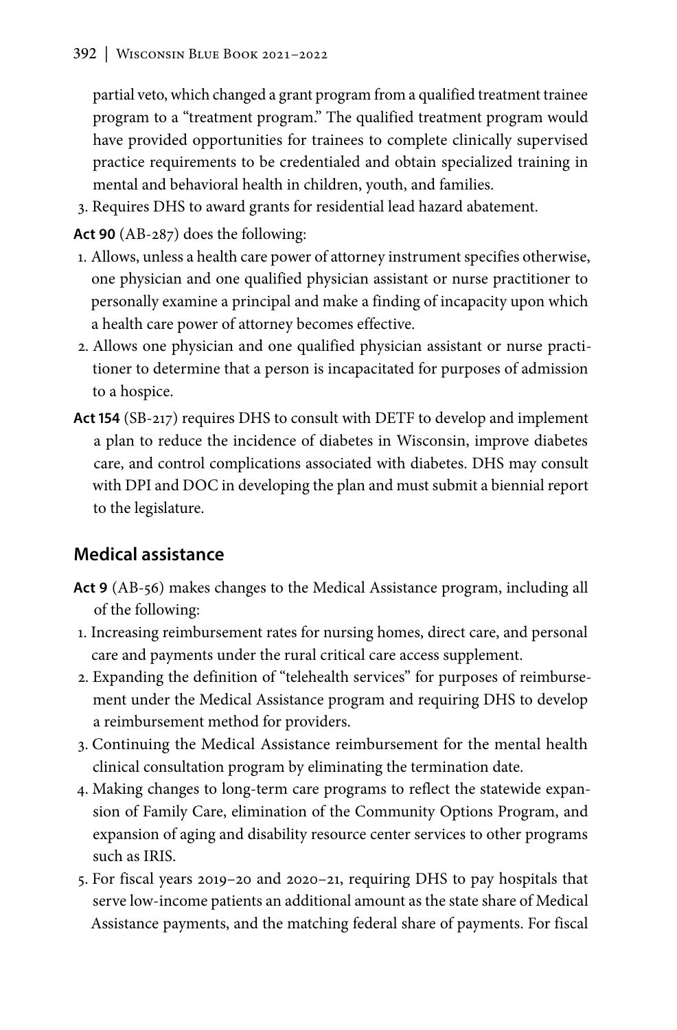partial veto, which changed a grant program from a qualified treatment trainee program to a "treatment program." The qualified treatment program would have provided opportunities for trainees to complete clinically supervised practice requirements to be credentialed and obtain specialized training in mental and behavioral health in children, youth, and families.

3. Requires DHS to award grants for residential lead hazard abatement.

**Act 90** (AB-287) does the following:

1. Allows, unless a health care power of attorney instrument specifies otherwise, one physician and one qualified physician assistant or nurse practitioner to personally examine a principal and make a finding of incapacity upon which a health care power of attorney becomes effective.
2. Allows one physician and one qualified physician assistant or nurse practitioner to determine that a person is incapacitated for purposes of admission to a hospice.

**Act 154** (SB-217) requires DHS to consult with DETF to develop and implement a plan to reduce the incidence of diabetes in Wisconsin, improve diabetes care, and control complications associated with diabetes. DHS may consult with DPI and DOC in developing the plan and must submit a biennial report to the legislature.

## Medical assistance

**Act 9** (AB-56) makes changes to the Medical Assistance program, including all of the following:

1. Increasing reimbursement rates for nursing homes, direct care, and personal care and payments under the rural critical care access supplement.
2. Expanding the definition of "telehealth services" for purposes of reimbursement under the Medical Assistance program and requiring DHS to develop a reimbursement method for providers.
3. Continuing the Medical Assistance reimbursement for the mental health clinical consultation program by eliminating the termination date.
4. Making changes to long-term care programs to reflect the statewide expansion of Family Care, elimination of the Community Options Program, and expansion of aging and disability resource center services to other programs such as IRIS.
5. For fiscal years 2019–20 and 2020–21, requiring DHS to pay hospitals that serve low-income patients an additional amount as the state share of Medical Assistance payments, and the matching federal share of payments. For fiscal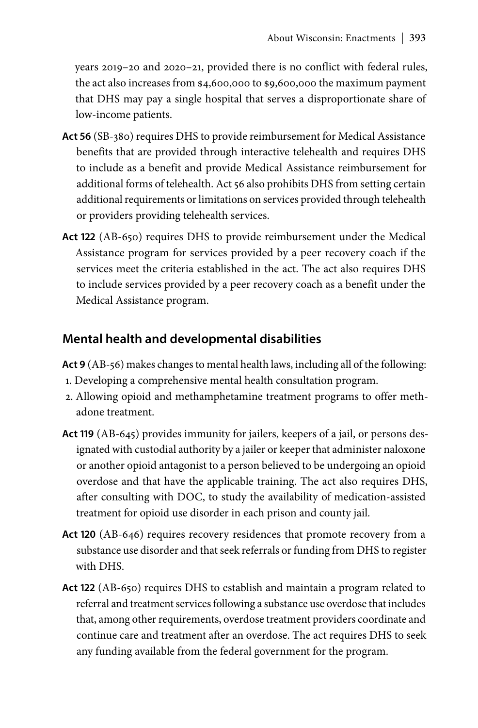years 2019–20 and 2020–21, provided there is no conflict with federal rules, the act also increases from $4,600,000 to $9,600,000 the maximum payment that DHS may pay a single hospital that serves a disproportionate share of low-income patients.

**Act 56** (SB-380) requires DHS to provide reimbursement for Medical Assistance benefits that are provided through interactive telehealth and requires DHS to include as a benefit and provide Medical Assistance reimbursement for additional forms of telehealth. Act 56 also prohibits DHS from setting certain additional requirements or limitations on services provided through telehealth or providers providing telehealth services.

**Act 122** (AB-650) requires DHS to provide reimbursement under the Medical Assistance program for services provided by a peer recovery coach if the services meet the criteria established in the act. The act also requires DHS to include services provided by a peer recovery coach as a benefit under the Medical Assistance program.

## Mental health and developmental disabilities

**Act 9** (AB-56) makes changes to mental health laws, including all of the following:

1. Developing a comprehensive mental health consultation program.
2. Allowing opioid and methamphetamine treatment programs to offer methadone treatment.

**Act 119** (AB-645) provides immunity for jailers, keepers of a jail, or persons designated with custodial authority by a jailer or keeper that administer naloxone or another opioid antagonist to a person believed to be undergoing an opioid overdose and that have the applicable training. The act also requires DHS, after consulting with DOC, to study the availability of medication-assisted treatment for opioid use disorder in each prison and county jail.

**Act 120** (AB-646) requires recovery residences that promote recovery from a substance use disorder and that seek referrals or funding from DHS to register with DHS.

**Act 122** (AB-650) requires DHS to establish and maintain a program related to referral and treatment services following a substance use overdose that includes that, among other requirements, overdose treatment providers coordinate and continue care and treatment after an overdose. The act requires DHS to seek any funding available from the federal government for the program.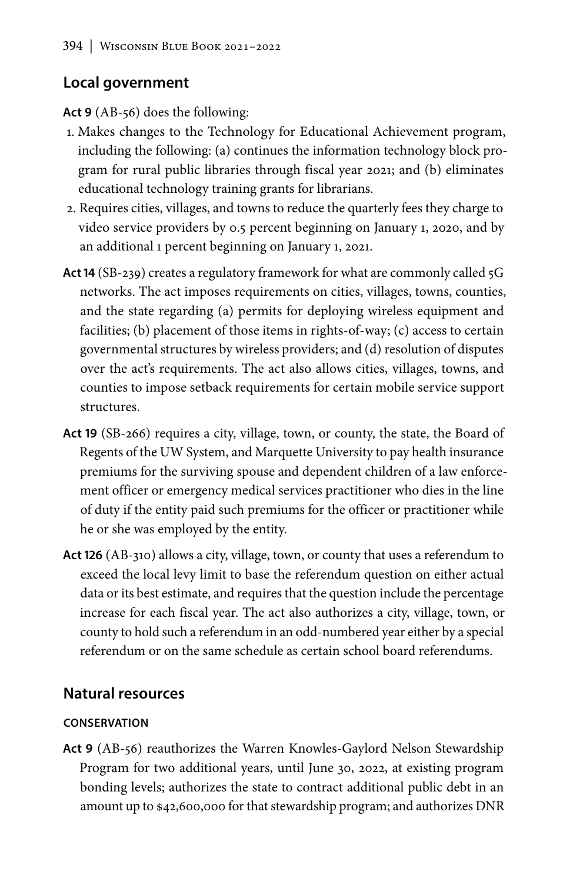## Local government

**Act 9** (AB-56) does the following:

1. Makes changes to the Technology for Educational Achievement program, including the following: (a) continues the information technology block program for rural public libraries through fiscal year 2021; and (b) eliminates educational technology training grants for librarians.
2. Requires cities, villages, and towns to reduce the quarterly fees they charge to video service providers by 0.5 percent beginning on January 1, 2020, and by an additional 1 percent beginning on January 1, 2021.

**Act 14** (SB-239) creates a regulatory framework for what are commonly called 5G networks. The act imposes requirements on cities, villages, towns, counties, and the state regarding (a) permits for deploying wireless equipment and facilities; (b) placement of those items in rights-of-way; (c) access to certain governmental structures by wireless providers; and (d) resolution of disputes over the act's requirements. The act also allows cities, villages, towns, and counties to impose setback requirements for certain mobile service support structures.

**Act 19** (SB-266) requires a city, village, town, or county, the state, the Board of Regents of the UW System, and Marquette University to pay health insurance premiums for the surviving spouse and dependent children of a law enforcement officer or emergency medical services practitioner who dies in the line of duty if the entity paid such premiums for the officer or practitioner while he or she was employed by the entity.

**Act 126** (AB-310) allows a city, village, town, or county that uses a referendum to exceed the local levy limit to base the referendum question on either actual data or its best estimate, and requires that the question include the percentage increase for each fiscal year. The act also authorizes a city, village, town, or county to hold such a referendum in an odd-numbered year either by a special referendum or on the same schedule as certain school board referendums.

## Natural resources

### CONSERVATION

**Act 9** (AB-56) reauthorizes the Warren Knowles-Gaylord Nelson Stewardship Program for two additional years, until June 30, 2022, at existing program bonding levels; authorizes the state to contract additional public debt in an amount up to $42,600,000 for that stewardship program; and authorizes DNR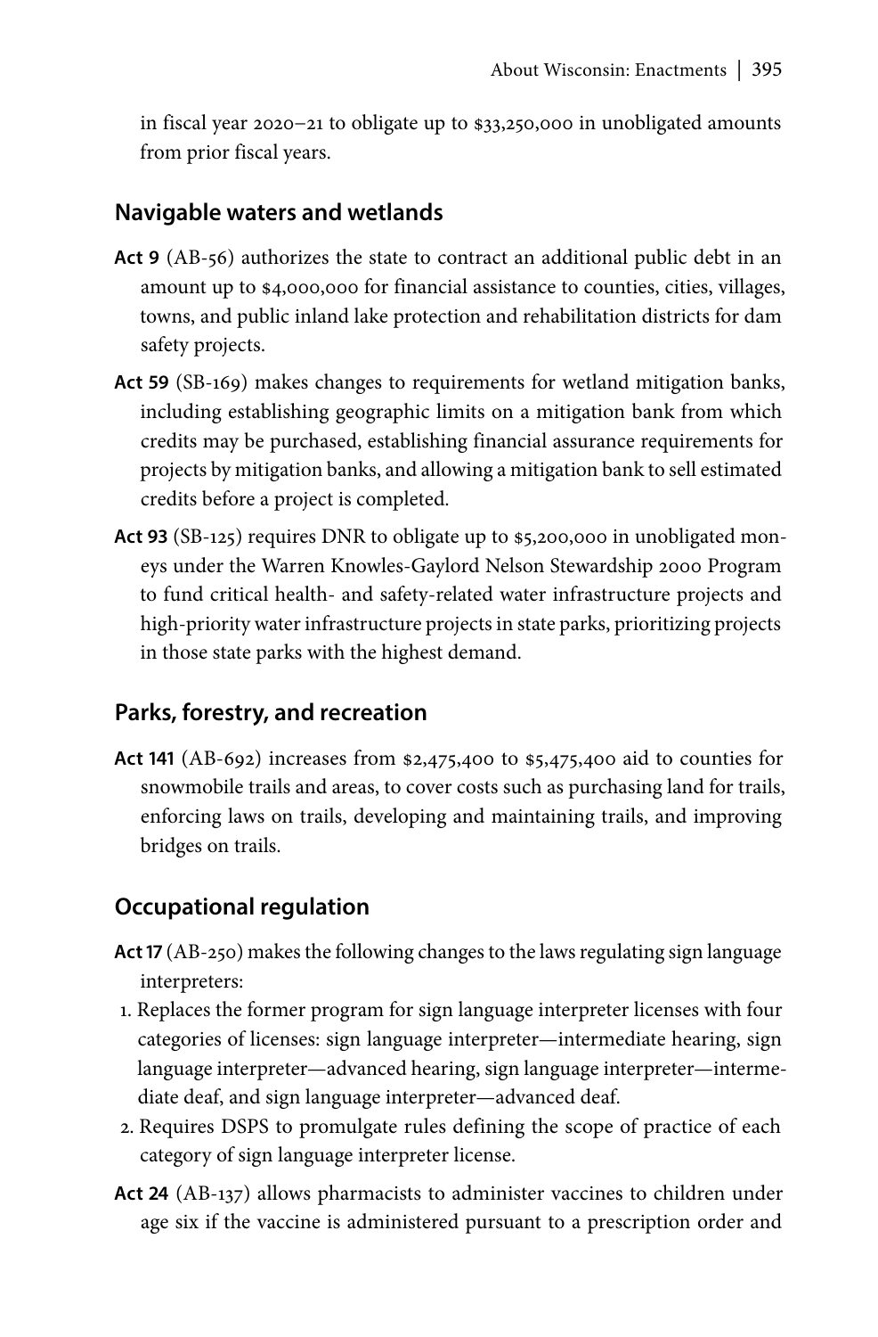in fiscal year 2020–21 to obligate up to $33,250,000 in unobligated amounts from prior fiscal years.

## Navigable waters and wetlands

**Act 9** (AB-56) authorizes the state to contract an additional public debt in an amount up to $4,000,000 for financial assistance to counties, cities, villages, towns, and public inland lake protection and rehabilitation districts for dam safety projects.

**Act 59** (SB-169) makes changes to requirements for wetland mitigation banks, including establishing geographic limits on a mitigation bank from which credits may be purchased, establishing financial assurance requirements for projects by mitigation banks, and allowing a mitigation bank to sell estimated credits before a project is completed.

**Act 93** (SB-125) requires DNR to obligate up to $5,200,000 in unobligated moneys under the Warren Knowles-Gaylord Nelson Stewardship 2000 Program to fund critical health- and safety-related water infrastructure projects and high-priority water infrastructure projects in state parks, prioritizing projects in those state parks with the highest demand.

## Parks, forestry, and recreation

**Act 141** (AB-692) increases from $2,475,400 to $5,475,400 aid to counties for snowmobile trails and areas, to cover costs such as purchasing land for trails, enforcing laws on trails, developing and maintaining trails, and improving bridges on trails.

## Occupational regulation

**Act 17** (AB-250) makes the following changes to the laws regulating sign language interpreters:

1. Replaces the former program for sign language interpreter licenses with four categories of licenses: sign language interpreter—intermediate hearing, sign language interpreter—advanced hearing, sign language interpreter—intermediate deaf, and sign language interpreter—advanced deaf.
2. Requires DSPS to promulgate rules defining the scope of practice of each category of sign language interpreter license.

**Act 24** (AB-137) allows pharmacists to administer vaccines to children under age six if the vaccine is administered pursuant to a prescription order and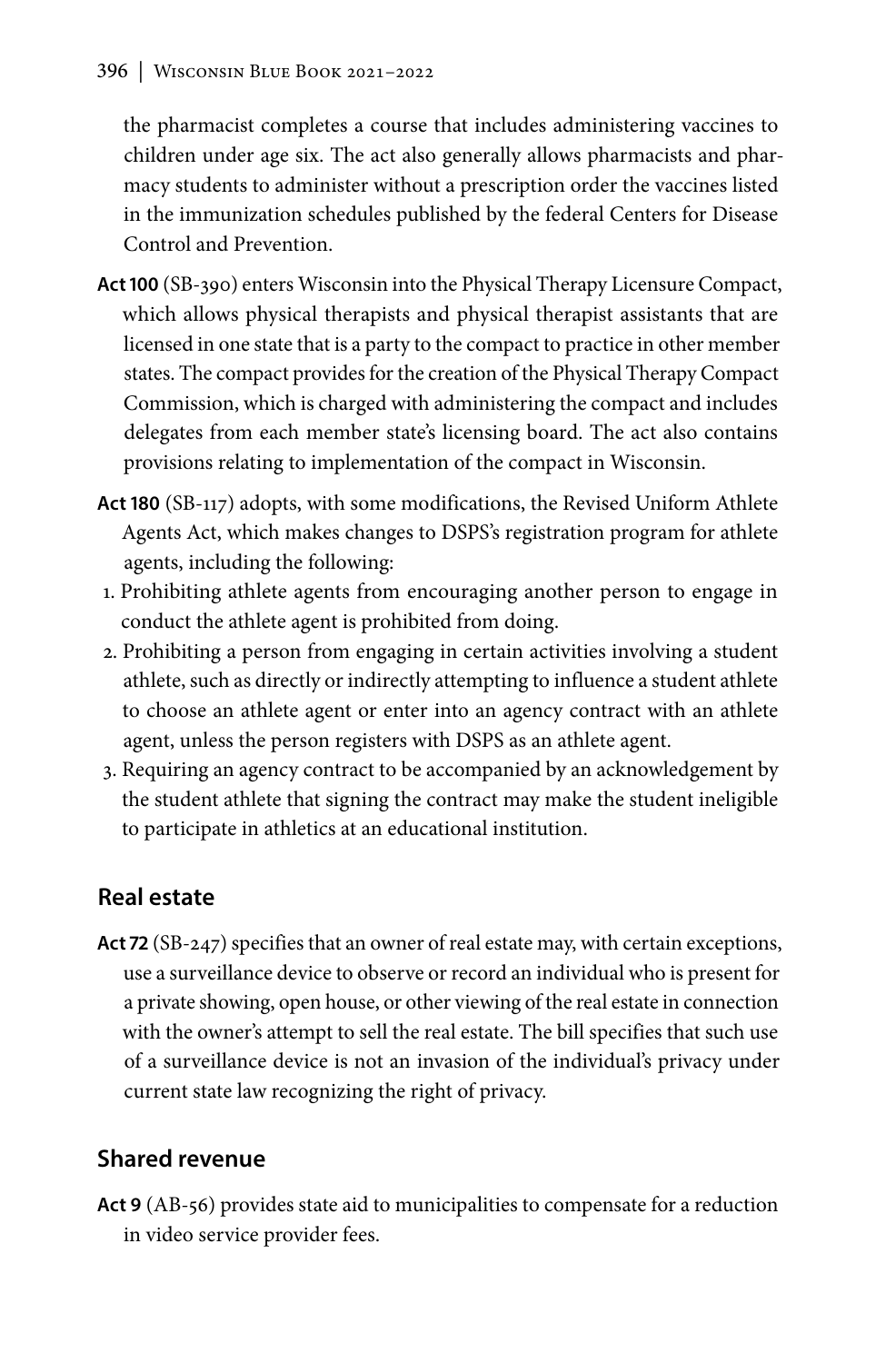the pharmacist completes a course that includes administering vaccines to children under age six. The act also generally allows pharmacists and pharmacy students to administer without a prescription order the vaccines listed in the immunization schedules published by the federal Centers for Disease Control and Prevention.

**Act 100** (SB-390) enters Wisconsin into the Physical Therapy Licensure Compact, which allows physical therapists and physical therapist assistants that are licensed in one state that is a party to the compact to practice in other member states. The compact provides for the creation of the Physical Therapy Compact Commission, which is charged with administering the compact and includes delegates from each member state's licensing board. The act also contains provisions relating to implementation of the compact in Wisconsin.

**Act 180** (SB-117) adopts, with some modifications, the Revised Uniform Athlete Agents Act, which makes changes to DSPS's registration program for athlete agents, including the following:

1. Prohibiting athlete agents from encouraging another person to engage in conduct the athlete agent is prohibited from doing.
2. Prohibiting a person from engaging in certain activities involving a student athlete, such as directly or indirectly attempting to influence a student athlete to choose an athlete agent or enter into an agency contract with an athlete agent, unless the person registers with DSPS as an athlete agent.
3. Requiring an agency contract to be accompanied by an acknowledgement by the student athlete that signing the contract may make the student ineligible to participate in athletics at an educational institution.

## Real estate

**Act 72** (SB-247) specifies that an owner of real estate may, with certain exceptions, use a surveillance device to observe or record an individual who is present for a private showing, open house, or other viewing of the real estate in connection with the owner's attempt to sell the real estate. The bill specifies that such use of a surveillance device is not an invasion of the individual's privacy under current state law recognizing the right of privacy.

## Shared revenue

**Act 9** (AB-56) provides state aid to municipalities to compensate for a reduction in video service provider fees.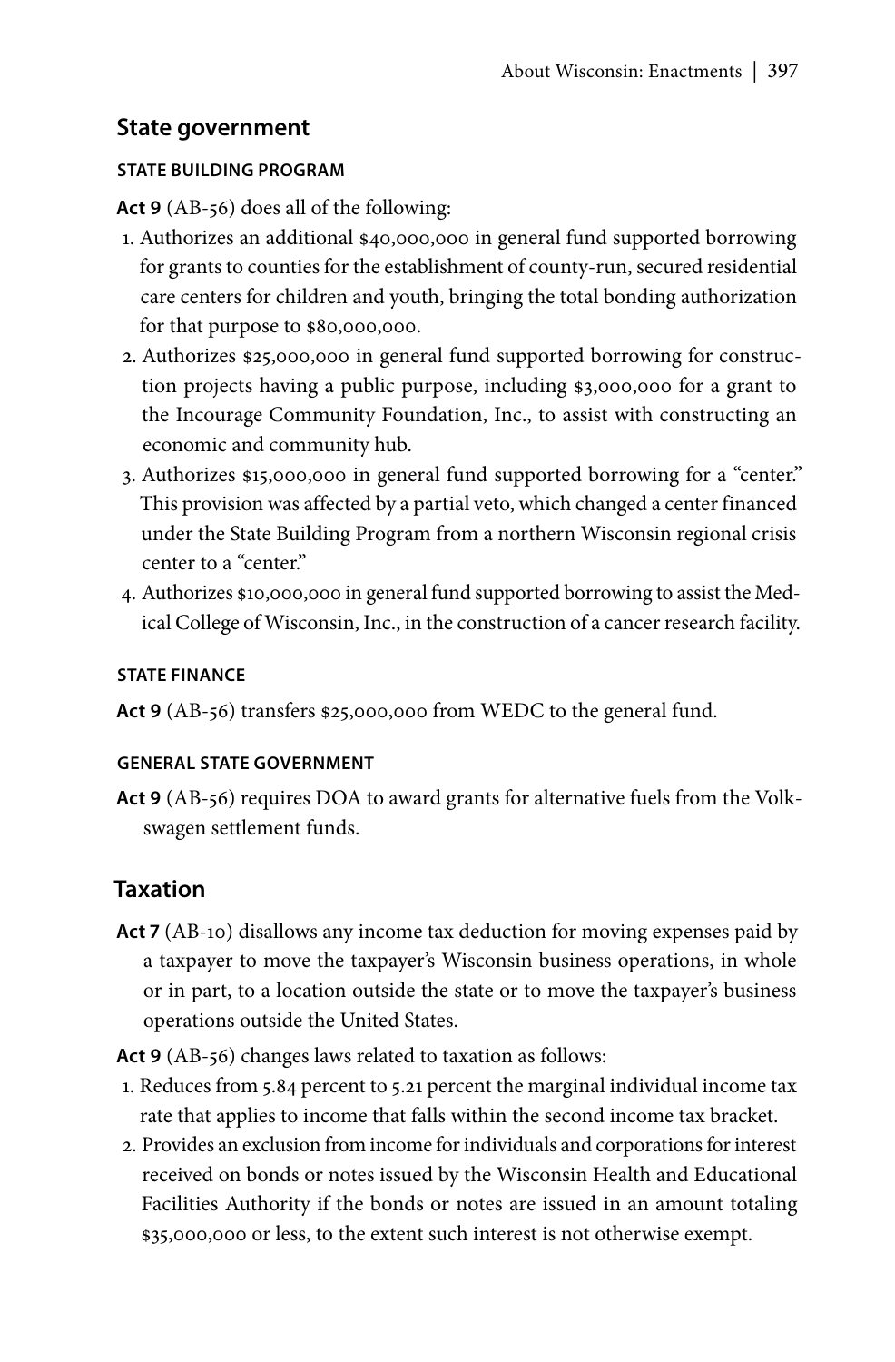## State government

#### STATE BUILDING PROGRAM

**Act 9** (AB-56) does all of the following:

1. Authorizes an additional $40,000,000 in general fund supported borrowing for grants to counties for the establishment of county-run, secured residential care centers for children and youth, bringing the total bonding authorization for that purpose to $80,000,000.
2. Authorizes $25,000,000 in general fund supported borrowing for construction projects having a public purpose, including $3,000,000 for a grant to the Incourage Community Foundation, Inc., to assist with constructing an economic and community hub.
3. Authorizes $15,000,000 in general fund supported borrowing for a "center." This provision was affected by a partial veto, which changed a center financed under the State Building Program from a northern Wisconsin regional crisis center to a "center."
4. Authorizes $10,000,000 in general fund supported borrowing to assist the Medical College of Wisconsin, Inc., in the construction of a cancer research facility.

#### STATE FINANCE

**Act 9** (AB-56) transfers $25,000,000 from WEDC to the general fund.

#### GENERAL STATE GOVERNMENT

**Act 9** (AB-56) requires DOA to award grants for alternative fuels from the Volkswagen settlement funds.

## Taxation

**Act 7** (AB-10) disallows any income tax deduction for moving expenses paid by a taxpayer to move the taxpayer's Wisconsin business operations, in whole or in part, to a location outside the state or to move the taxpayer's business operations outside the United States.

**Act 9** (AB-56) changes laws related to taxation as follows:

1. Reduces from 5.84 percent to 5.21 percent the marginal individual income tax rate that applies to income that falls within the second income tax bracket.
2. Provides an exclusion from income for individuals and corporations for interest received on bonds or notes issued by the Wisconsin Health and Educational Facilities Authority if the bonds or notes are issued in an amount totaling $35,000,000 or less, to the extent such interest is not otherwise exempt.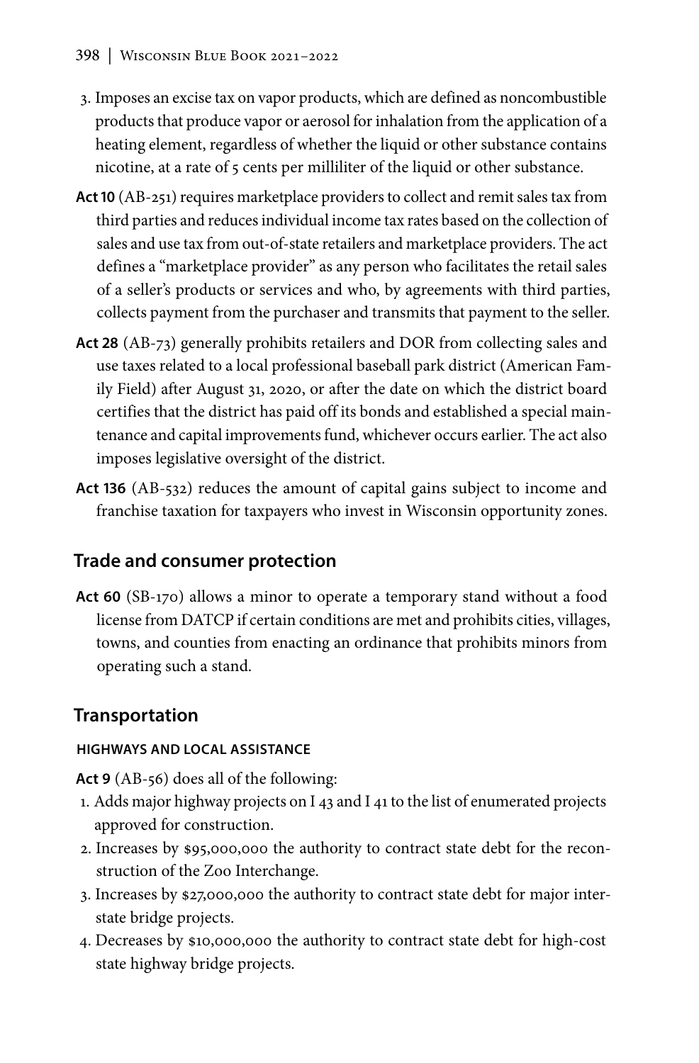3. Imposes an excise tax on vapor products, which are defined as noncombustible products that produce vapor or aerosol for inhalation from the application of a heating element, regardless of whether the liquid or other substance contains nicotine, at a rate of 5 cents per milliliter of the liquid or other substance.

**Act 10** (AB-251) requires marketplace providers to collect and remit sales tax from third parties and reduces individual income tax rates based on the collection of sales and use tax from out-of-state retailers and marketplace providers. The act defines a "marketplace provider" as any person who facilitates the retail sales of a seller's products or services and who, by agreements with third parties, collects payment from the purchaser and transmits that payment to the seller.

**Act 28** (AB-73) generally prohibits retailers and DOR from collecting sales and use taxes related to a local professional baseball park district (American Family Field) after August 31, 2020, or after the date on which the district board certifies that the district has paid off its bonds and established a special maintenance and capital improvements fund, whichever occurs earlier. The act also imposes legislative oversight of the district.

**Act 136** (AB-532) reduces the amount of capital gains subject to income and franchise taxation for taxpayers who invest in Wisconsin opportunity zones.

## Trade and consumer protection

**Act 60** (SB-170) allows a minor to operate a temporary stand without a food license from DATCP if certain conditions are met and prohibits cities, villages, towns, and counties from enacting an ordinance that prohibits minors from operating such a stand.

## Transportation

#### HIGHWAYS AND LOCAL ASSISTANCE

**Act 9** (AB-56) does all of the following:

1. Adds major highway projects on I 43 and I 41 to the list of enumerated projects approved for construction.
2. Increases by $95,000,000 the authority to contract state debt for the reconstruction of the Zoo Interchange.
3. Increases by $27,000,000 the authority to contract state debt for major interstate bridge projects.
4. Decreases by $10,000,000 the authority to contract state debt for high-cost state highway bridge projects.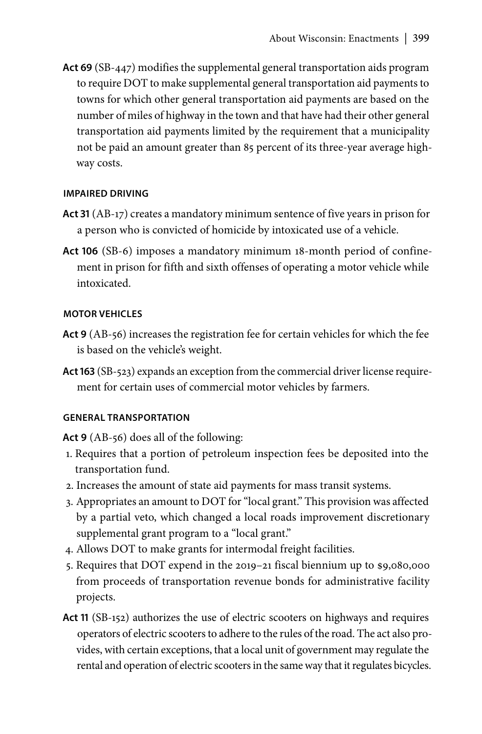**Act 69** (SB-447) modifies the supplemental general transportation aids program to require DOT to make supplemental general transportation aid payments to towns for which other general transportation aid payments are based on the number of miles of highway in the town and that have had their other general transportation aid payments limited by the requirement that a municipality not be paid an amount greater than 85 percent of its three-year average highway costs.

#### IMPAIRED DRIVING

**Act 31** (AB-17) creates a mandatory minimum sentence of five years in prison for a person who is convicted of homicide by intoxicated use of a vehicle.

**Act 106** (SB-6) imposes a mandatory minimum 18-month period of confinement in prison for fifth and sixth offenses of operating a motor vehicle while intoxicated.

#### MOTOR VEHICLES

**Act 9** (AB-56) increases the registration fee for certain vehicles for which the fee is based on the vehicle's weight.

**Act 163** (SB-523) expands an exception from the commercial driver license requirement for certain uses of commercial motor vehicles by farmers.

#### GENERAL TRANSPORTATION

**Act 9** (AB-56) does all of the following:

1. Requires that a portion of petroleum inspection fees be deposited into the transportation fund.
2. Increases the amount of state aid payments for mass transit systems.
3. Appropriates an amount to DOT for "local grant." This provision was affected by a partial veto, which changed a local roads improvement discretionary supplemental grant program to a "local grant."
4. Allows DOT to make grants for intermodal freight facilities.
5. Requires that DOT expend in the 2019–21 fiscal biennium up to $9,080,000 from proceeds of transportation revenue bonds for administrative facility projects.

**Act 11** (SB-152) authorizes the use of electric scooters on highways and requires operators of electric scooters to adhere to the rules of the road. The act also provides, with certain exceptions, that a local unit of government may regulate the rental and operation of electric scooters in the same way that it regulates bicycles.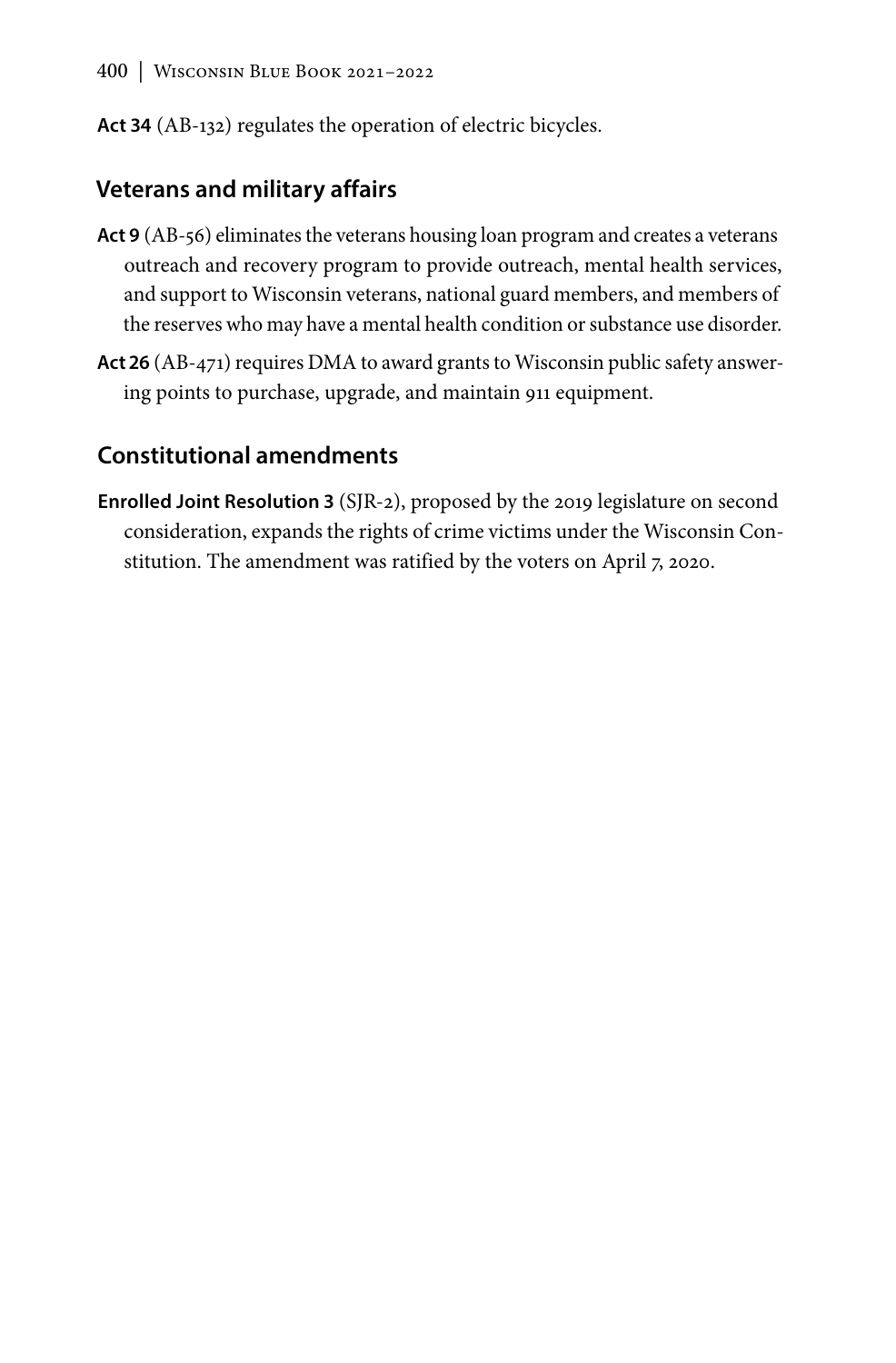**Act 34** (AB-132) regulates the operation of electric bicycles.

## Veterans and military affairs

**Act 9** (AB-56) eliminates the veterans housing loan program and creates a veterans outreach and recovery program to provide outreach, mental health services, and support to Wisconsin veterans, national guard members, and members of the reserves who may have a mental health condition or substance use disorder.

**Act 26** (AB-471) requires DMA to award grants to Wisconsin public safety answering points to purchase, upgrade, and maintain 911 equipment.

## Constitutional amendments

**Enrolled Joint Resolution 3** (SJR-2), proposed by the 2019 legislature on second consideration, expands the rights of crime victims under the Wisconsin Constitution. The amendment was ratified by the voters on April 7, 2020.